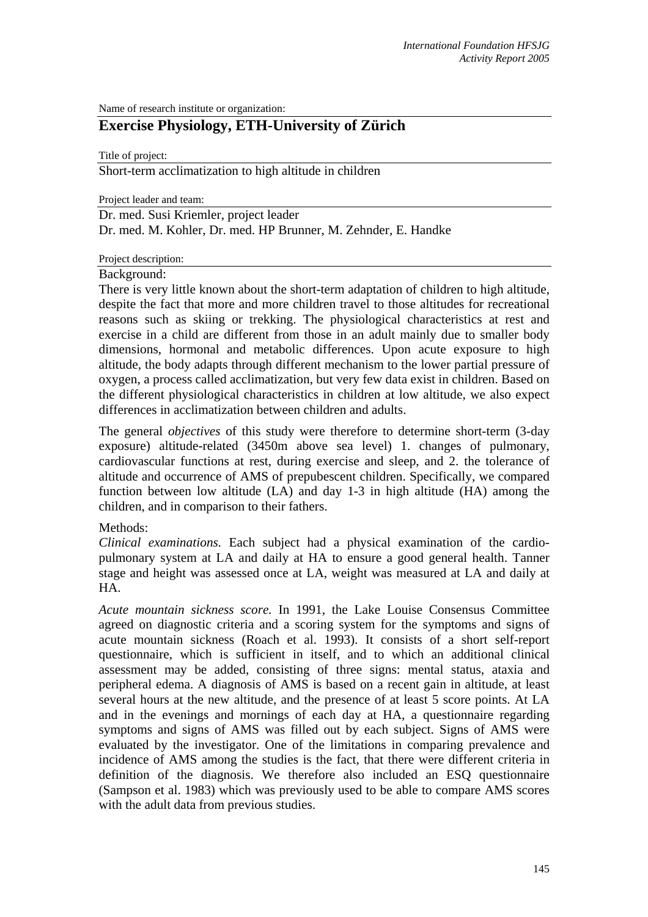Name of research institute or organization:

# Exercise Physiology, ETH-University of Zürich

Title of project:

Short-term acclimatization to high altitude in children

Project leader and team:

Dr. med. Susi Kriemler, project leader
Dr. med. M. Kohler, Dr. med. HP Brunner, M. Zehnder, E. Handke

Project description:

Background:

There is very little known about the short-term adaptation of children to high altitude, despite the fact that more and more children travel to those altitudes for recreational reasons such as skiing or trekking. The physiological characteristics at rest and exercise in a child are different from those in an adult mainly due to smaller body dimensions, hormonal and metabolic differences. Upon acute exposure to high altitude, the body adapts through different mechanism to the lower partial pressure of oxygen, a process called acclimatization, but very few data exist in children. Based on the different physiological characteristics in children at low altitude, we also expect differences in acclimatization between children and adults.

The general *objectives* of this study were therefore to determine short-term (3-day exposure) altitude-related (3450m above sea level) 1. changes of pulmonary, cardiovascular functions at rest, during exercise and sleep, and 2. the tolerance of altitude and occurrence of AMS of prepubescent children. Specifically, we compared function between low altitude (LA) and day 1-3 in high altitude (HA) among the children, and in comparison to their fathers.

Methods:

*Clinical examinations.* Each subject had a physical examination of the cardio-pulmonary system at LA and daily at HA to ensure a good general health. Tanner stage and height was assessed once at LA, weight was measured at LA and daily at HA.

*Acute mountain sickness score.* In 1991, the Lake Louise Consensus Committee agreed on diagnostic criteria and a scoring system for the symptoms and signs of acute mountain sickness (Roach et al. 1993). It consists of a short self-report questionnaire, which is sufficient in itself, and to which an additional clinical assessment may be added, consisting of three signs: mental status, ataxia and peripheral edema. A diagnosis of AMS is based on a recent gain in altitude, at least several hours at the new altitude, and the presence of at least 5 score points. At LA and in the evenings and mornings of each day at HA, a questionnaire regarding symptoms and signs of AMS was filled out by each subject. Signs of AMS were evaluated by the investigator. One of the limitations in comparing prevalence and incidence of AMS among the studies is the fact, that there were different criteria in definition of the diagnosis. We therefore also included an ESQ questionnaire (Sampson et al. 1983) which was previously used to be able to compare AMS scores with the adult data from previous studies.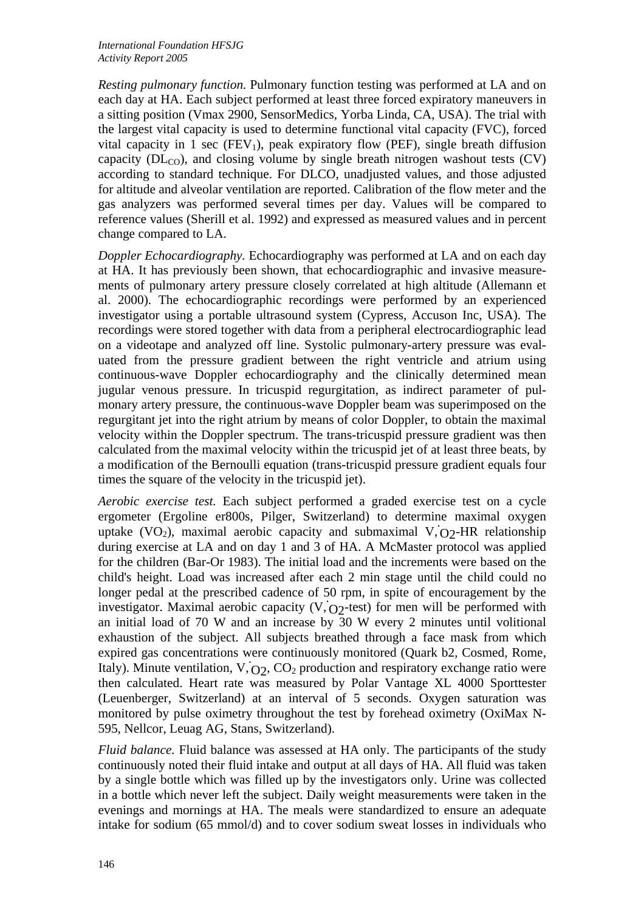*Resting pulmonary function.* Pulmonary function testing was performed at LA and on each day at HA. Each subject performed at least three forced expiratory maneuvers in a sitting position (Vmax 2900, SensorMedics, Yorba Linda, CA, USA). The trial with the largest vital capacity is used to determine functional vital capacity (FVC), forced vital capacity in 1 sec ($FEV_1$), peak expiratory flow (PEF), single breath diffusion capacity ($DL_{CO}$), and closing volume by single breath nitrogen washout tests (CV) according to standard technique. For DLCO, unadjusted values, and those adjusted for altitude and alveolar ventilation are reported. Calibration of the flow meter and the gas analyzers was performed several times per day. Values will be compared to reference values (Sherill et al. 1992) and expressed as measured values and in percent change compared to LA.

*Doppler Echocardiography.* Echocardiography was performed at LA and on each day at HA. It has previously been shown, that echocardiographic and invasive measurements of pulmonary artery pressure closely correlated at high altitude (Allemann et al. 2000). The echocardiographic recordings were performed by an experienced investigator using a portable ultrasound system (Cypress, Accuson Inc, USA). The recordings were stored together with data from a peripheral electrocardiographic lead on a videotape and analyzed off line. Systolic pulmonary-artery pressure was evaluated from the pressure gradient between the right ventricle and atrium using continuous-wave Doppler echocardiography and the clinically determined mean jugular venous pressure. In tricuspid regurgitation, as indirect parameter of pulmonary artery pressure, the continuous-wave Doppler beam was superimposed on the regurgitant jet into the right atrium by means of color Doppler, to obtain the maximal velocity within the Doppler spectrum. The trans-tricuspid pressure gradient was then calculated from the maximal velocity within the tricuspid jet of at least three beats, by a modification of the Bernoulli equation (trans-tricuspid pressure gradient equals four times the square of the velocity in the tricuspid jet).

*Aerobic exercise test.* Each subject performed a graded exercise test on a cycle ergometer (Ergoline er800s, Pilger, Switzerland) to determine maximal oxygen uptake ($VO_2$), maximal aerobic capacity and submaximal $\dot{V}_{O_2}$-HR relationship during exercise at LA and on day 1 and 3 of HA. A McMaster protocol was applied for the children (Bar-Or 1983). The initial load and the increments were based on the child's height. Load was increased after each 2 min stage until the child could no longer pedal at the prescribed cadence of 50 rpm, in spite of encouragement by the investigator. Maximal aerobic capacity ($\dot{V}_{O_2}$-test) for men will be performed with an initial load of 70 W and an increase by 30 W every 2 minutes until volitional exhaustion of the subject. All subjects breathed through a face mask from which expired gas concentrations were continuously monitored (Quark b2, Cosmed, Rome, Italy). Minute ventilation, $\dot{V}_{O_2}$, $CO_2$ production and respiratory exchange ratio were then calculated. Heart rate was measured by Polar Vantage XL 4000 Sporttester (Leuenberger, Switzerland) at an interval of 5 seconds. Oxygen saturation was monitored by pulse oximetry throughout the test by forehead oximetry (OxiMax N-595, Nellcor, Leuag AG, Stans, Switzerland).

*Fluid balance.* Fluid balance was assessed at HA only. The participants of the study continuously noted their fluid intake and output at all days of HA. All fluid was taken by a single bottle which was filled up by the investigators only. Urine was collected in a bottle which never left the subject. Daily weight measurements were taken in the evenings and mornings at HA. The meals were standardized to ensure an adequate intake for sodium (65 mmol/d) and to cover sodium sweat losses in individuals who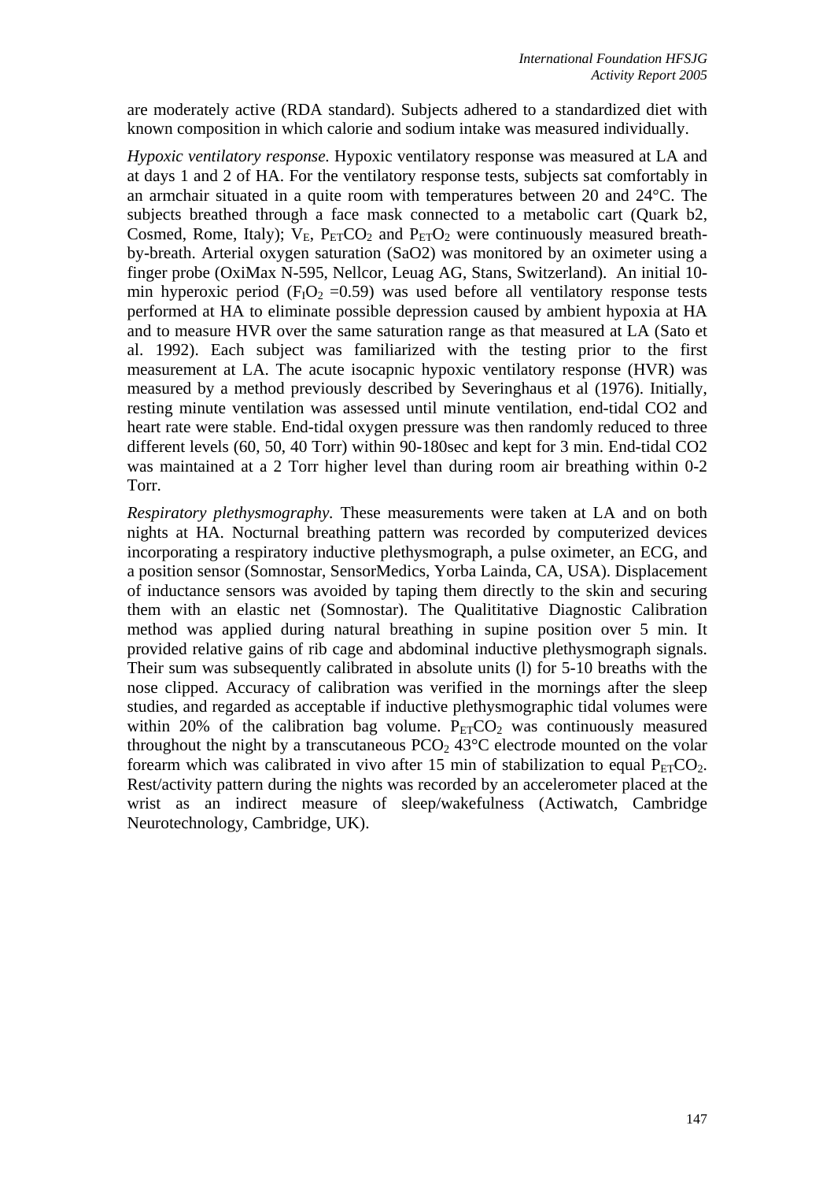are moderately active (RDA standard). Subjects adhered to a standardized diet with known composition in which calorie and sodium intake was measured individually.

*Hypoxic ventilatory response.* Hypoxic ventilatory response was measured at LA and at days 1 and 2 of HA. For the ventilatory response tests, subjects sat comfortably in an armchair situated in a quite room with temperatures between 20 and 24°C. The subjects breathed through a face mask connected to a metabolic cart (Quark b2, Cosmed, Rome, Italy); $V_E$, $P_{ET}CO_2$ and $P_{ET}O_2$ were continuously measured breath-by-breath. Arterial oxygen saturation (SaO2) was monitored by an oximeter using a finger probe (OxiMax N-595, Nellcor, Leuag AG, Stans, Switzerland). An initial 10-min hyperoxic period ($F_IO_2$ =0.59) was used before all ventilatory response tests performed at HA to eliminate possible depression caused by ambient hypoxia at HA and to measure HVR over the same saturation range as that measured at LA (Sato et al. 1992). Each subject was familiarized with the testing prior to the first measurement at LA. The acute isocapnic hypoxic ventilatory response (HVR) was measured by a method previously described by Severinghaus et al (1976). Initially, resting minute ventilation was assessed until minute ventilation, end-tidal CO2 and heart rate were stable. End-tidal oxygen pressure was then randomly reduced to three different levels (60, 50, 40 Torr) within 90-180sec and kept for 3 min. End-tidal CO2 was maintained at a 2 Torr higher level than during room air breathing within 0-2 Torr.

*Respiratory plethysmography.* These measurements were taken at LA and on both nights at HA. Nocturnal breathing pattern was recorded by computerized devices incorporating a respiratory inductive plethysmograph, a pulse oximeter, an ECG, and a position sensor (Somnostar, SensorMedics, Yorba Lainda, CA, USA). Displacement of inductance sensors was avoided by taping them directly to the skin and securing them with an elastic net (Somnostar). The Qualititative Diagnostic Calibration method was applied during natural breathing in supine position over 5 min. It provided relative gains of rib cage and abdominal inductive plethysmograph signals. Their sum was subsequently calibrated in absolute units (l) for 5-10 breaths with the nose clipped. Accuracy of calibration was verified in the mornings after the sleep studies, and regarded as acceptable if inductive plethysmographic tidal volumes were within 20% of the calibration bag volume. $P_{ET}CO_2$ was continuously measured throughout the night by a transcutaneous $PCO_2$ 43°C electrode mounted on the volar forearm which was calibrated in vivo after 15 min of stabilization to equal $P_{ET}CO_2$. Rest/activity pattern during the nights was recorded by an accelerometer placed at the wrist as an indirect measure of sleep/wakefulness (Actiwatch, Cambridge Neurotechnology, Cambridge, UK).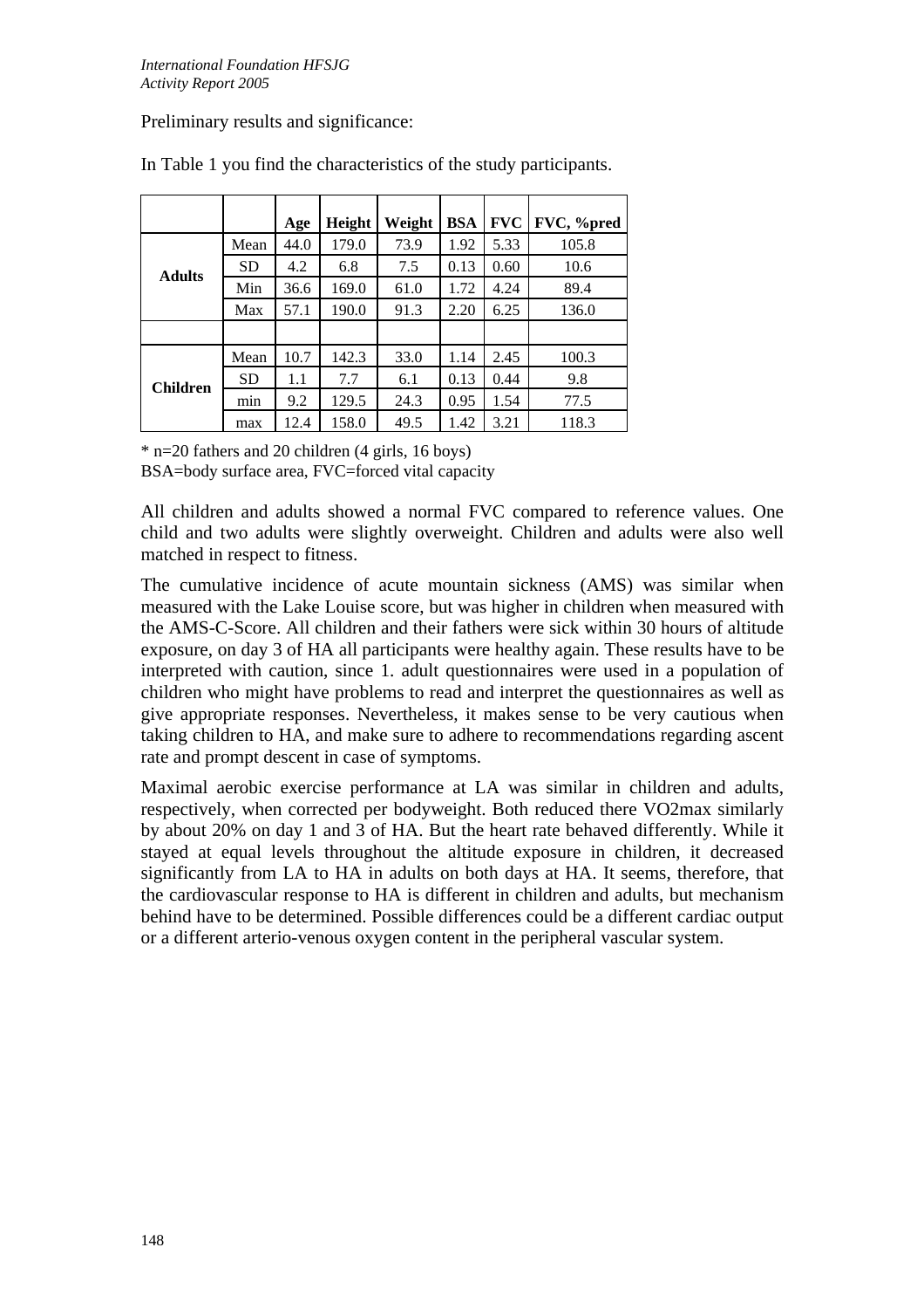Preliminary results and significance:

In Table 1 you find the characteristics of the study participants.

| | | Age | Height | Weight | BSA | FVC | FVC, %pred |
|---|---|---|---|---|---|---|---|
| **Adults** | Mean | 44.0 | 179.0 | 73.9 | 1.92 | 5.33 | 105.8 |
| | SD | 4.2 | 6.8 | 7.5 | 0.13 | 0.60 | 10.6 |
| | Min | 36.6 | 169.0 | 61.0 | 1.72 | 4.24 | 89.4 |
| | Max | 57.1 | 190.0 | 91.3 | 2.20 | 6.25 | 136.0 |
| | | | | | | | |
| **Children** | Mean | 10.7 | 142.3 | 33.0 | 1.14 | 2.45 | 100.3 |
| | SD | 1.1 | 7.7 | 6.1 | 0.13 | 0.44 | 9.8 |
| | min | 9.2 | 129.5 | 24.3 | 0.95 | 1.54 | 77.5 |
| | max | 12.4 | 158.0 | 49.5 | 1.42 | 3.21 | 118.3 |

* n=20 fathers and 20 children (4 girls, 16 boys)
BSA=body surface area, FVC=forced vital capacity

All children and adults showed a normal FVC compared to reference values. One child and two adults were slightly overweight. Children and adults were also well matched in respect to fitness.

The cumulative incidence of acute mountain sickness (AMS) was similar when measured with the Lake Louise score, but was higher in children when measured with the AMS-C-Score. All children and their fathers were sick within 30 hours of altitude exposure, on day 3 of HA all participants were healthy again. These results have to be interpreted with caution, since 1. adult questionnaires were used in a population of children who might have problems to read and interpret the questionnaires as well as give appropriate responses. Nevertheless, it makes sense to be very cautious when taking children to HA, and make sure to adhere to recommendations regarding ascent rate and prompt descent in case of symptoms.

Maximal aerobic exercise performance at LA was similar in children and adults, respectively, when corrected per bodyweight. Both reduced there VO2max similarly by about 20% on day 1 and 3 of HA. But the heart rate behaved differently. While it stayed at equal levels throughout the altitude exposure in children, it decreased significantly from LA to HA in adults on both days at HA. It seems, therefore, that the cardiovascular response to HA is different in children and adults, but mechanism behind have to be determined. Possible differences could be a different cardiac output or a different arterio-venous oxygen content in the peripheral vascular system.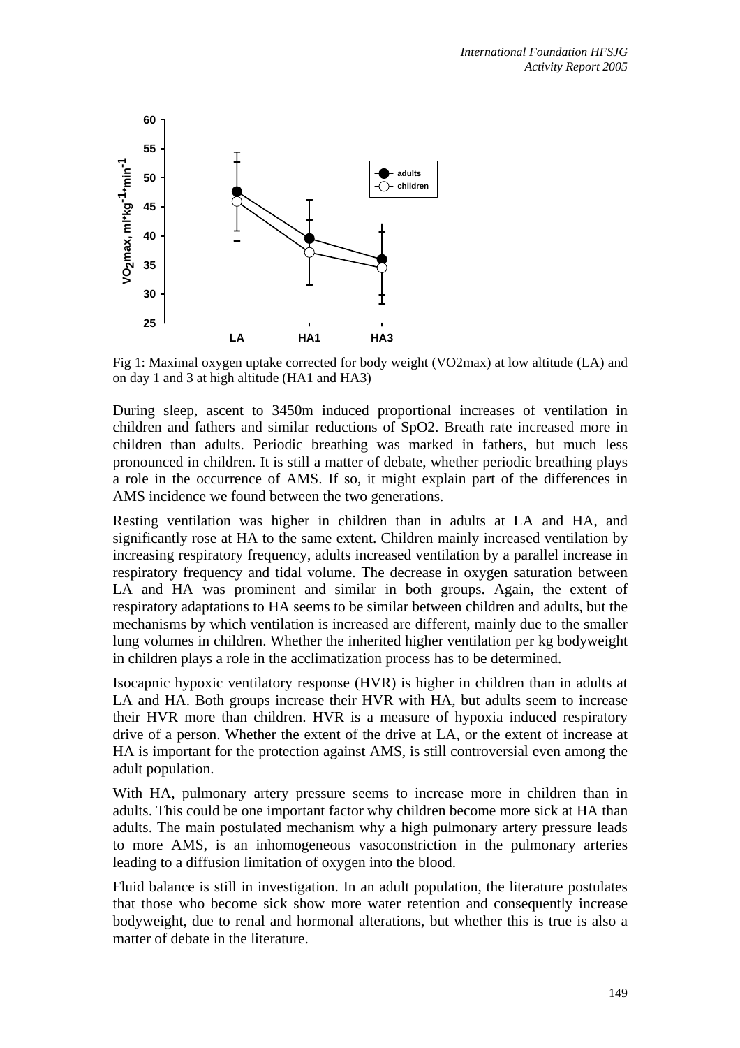Fig 1: Maximal oxygen uptake corrected for body weight (VO2max) at low altitude (LA) and on day 1 and 3 at high altitude (HA1 and HA3)

During sleep, ascent to 3450m induced proportional increases of ventilation in children and fathers and similar reductions of SpO2. Breath rate increased more in children than adults. Periodic breathing was marked in fathers, but much less pronounced in children. It is still a matter of debate, whether periodic breathing plays a role in the occurrence of AMS. If so, it might explain part of the differences in AMS incidence we found between the two generations.

Resting ventilation was higher in children than in adults at LA and HA, and significantly rose at HA to the same extent. Children mainly increased ventilation by increasing respiratory frequency, adults increased ventilation by a parallel increase in respiratory frequency and tidal volume. The decrease in oxygen saturation between LA and HA was prominent and similar in both groups. Again, the extent of respiratory adaptations to HA seems to be similar between children and adults, but the mechanisms by which ventilation is increased are different, mainly due to the smaller lung volumes in children. Whether the inherited higher ventilation per kg bodyweight in children plays a role in the acclimatization process has to be determined.

Isocapnic hypoxic ventilatory response (HVR) is higher in children than in adults at LA and HA. Both groups increase their HVR with HA, but adults seem to increase their HVR more than children. HVR is a measure of hypoxia induced respiratory drive of a person. Whether the extent of the drive at LA, or the extent of increase at HA is important for the protection against AMS, is still controversial even among the adult population.

With HA, pulmonary artery pressure seems to increase more in children than in adults. This could be one important factor why children become more sick at HA than adults. The main postulated mechanism why a high pulmonary artery pressure leads to more AMS, is an inhomogeneous vasoconstriction in the pulmonary arteries leading to a diffusion limitation of oxygen into the blood.

Fluid balance is still in investigation. In an adult population, the literature postulates that those who become sick show more water retention and consequently increase bodyweight, due to renal and hormonal alterations, but whether this is true is also a matter of debate in the literature.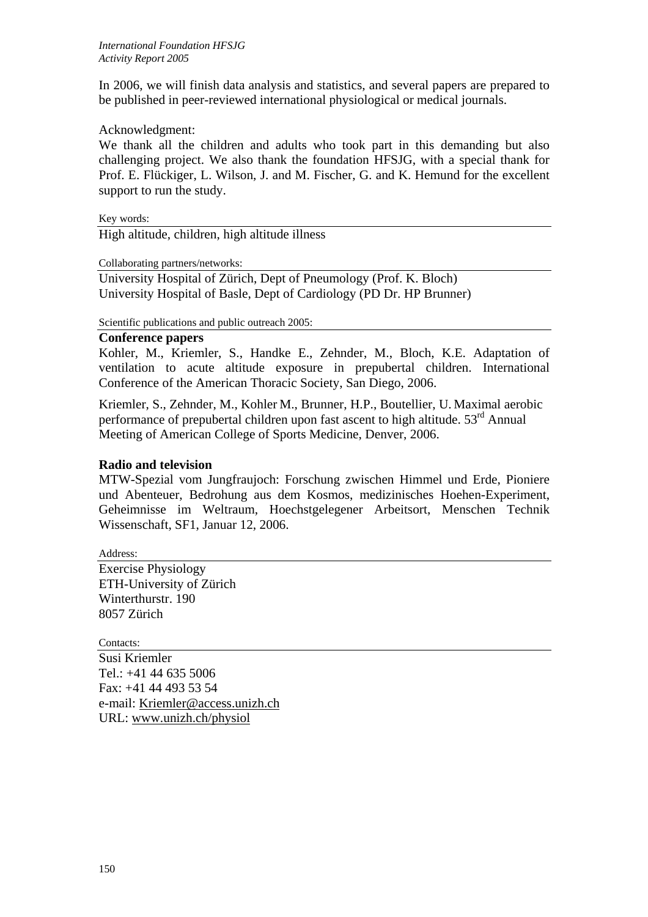In 2006, we will finish data analysis and statistics, and several papers are prepared to be published in peer-reviewed international physiological or medical journals.

Acknowledgment:

We thank all the children and adults who took part in this demanding but also challenging project. We also thank the foundation HFSJG, with a special thank for Prof. E. Flückiger, L. Wilson, J. and M. Fischer, G. and K. Hemund for the excellent support to run the study.

Key words:

High altitude, children, high altitude illness

Collaborating partners/networks:

University Hospital of Zürich, Dept of Pneumology (Prof. K. Bloch)
University Hospital of Basle, Dept of Cardiology (PD Dr. HP Brunner)

Scientific publications and public outreach 2005:

**Conference papers**

Kohler, M., Kriemler, S., Handke E., Zehnder, M., Bloch, K.E. Adaptation of ventilation to acute altitude exposure in prepubertal children. International Conference of the American Thoracic Society, San Diego, 2006.

Kriemler, S., Zehnder, M., Kohler M., Brunner, H.P., Boutellier, U. Maximal aerobic performance of prepubertal children upon fast ascent to high altitude. 53rd Annual Meeting of American College of Sports Medicine, Denver, 2006.

**Radio and television**

MTW-Spezial vom Jungfraujoch: Forschung zwischen Himmel und Erde, Pioniere und Abenteuer, Bedrohung aus dem Kosmos, medizinisches Hoehen-Experiment, Geheimnisse im Weltraum, Hoechstgelegener Arbeitsort, Menschen Technik Wissenschaft, SF1, Januar 12, 2006.

Address:

Exercise Physiology
ETH-University of Zürich
Winterthurstr. 190
8057 Zürich

Contacts:

Susi Kriemler
Tel.: +41 44 635 5006
Fax: +41 44 493 53 54
e-mail: Kriemler@access.unizh.ch
URL: www.unizh.ch/physiol